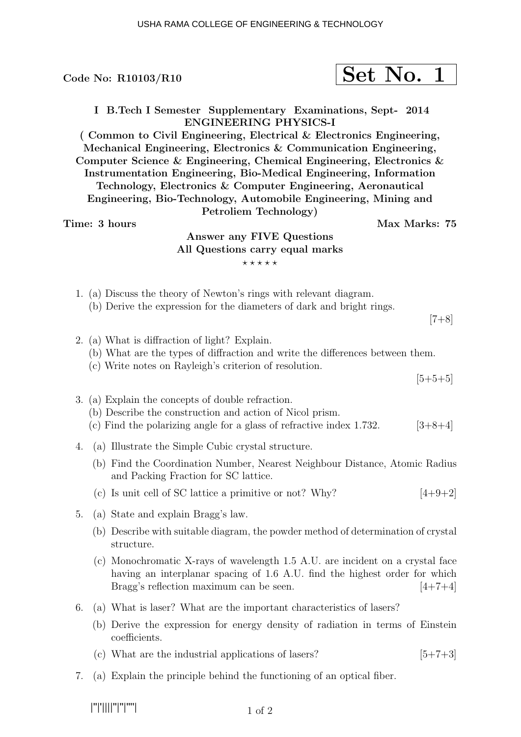Code No: R10103/R10

**Set No. 1**

**I B.Tech I Semester Supplementary Examinations, Sept- 2014**
**ENGINEERING PHYSICS-I**
**( Common to Civil Engineering, Electrical & Electronics Engineering, Mechanical Engineering, Electronics & Communication Engineering, Computer Science & Engineering, Chemical Engineering, Electronics & Instrumentation Engineering, Bio-Medical Engineering, Information Technology, Electronics & Computer Engineering, Aeronautical Engineering, Bio-Technology, Automobile Engineering, Mining and Petroliem Technology)**

**Time: 3 hours** **Max Marks: 75**

**Answer any FIVE Questions**
**All Questions carry equal marks**

⋆ ⋆ ⋆ ⋆ ⋆

1. (a) Discuss the theory of Newton's rings with relevant diagram.
   (b) Derive the expression for the diameters of dark and bright rings. [7+8]

2. (a) What is diffraction of light? Explain.
   (b) What are the types of diffraction and write the differences between them.
   (c) Write notes on Rayleigh's criterion of resolution. [5+5+5]

3. (a) Explain the concepts of double refraction.
   (b) Describe the construction and action of Nicol prism.
   (c) Find the polarizing angle for a glass of refractive index 1.732. [3+8+4]

4. (a) Illustrate the Simple Cubic crystal structure.
   (b) Find the Coordination Number, Nearest Neighbour Distance, Atomic Radius and Packing Fraction for SC lattice.
   (c) Is unit cell of SC lattice a primitive or not? Why? [4+9+2]

5. (a) State and explain Bragg's law.
   (b) Describe with suitable diagram, the powder method of determination of crystal structure.
   (c) Monochromatic X-rays of wavelength 1.5 A.U. are incident on a crystal face having an interplanar spacing of 1.6 A.U. find the highest order for which Bragg's reflection maximum can be seen. [4+7+4]

6. (a) What is laser? What are the important characteristics of lasers?
   (b) Derive the expression for energy density of radiation in terms of Einstein coefficients.
   (c) What are the industrial applications of lasers? [5+7+3]

7. (a) Explain the principle behind the functioning of an optical fiber.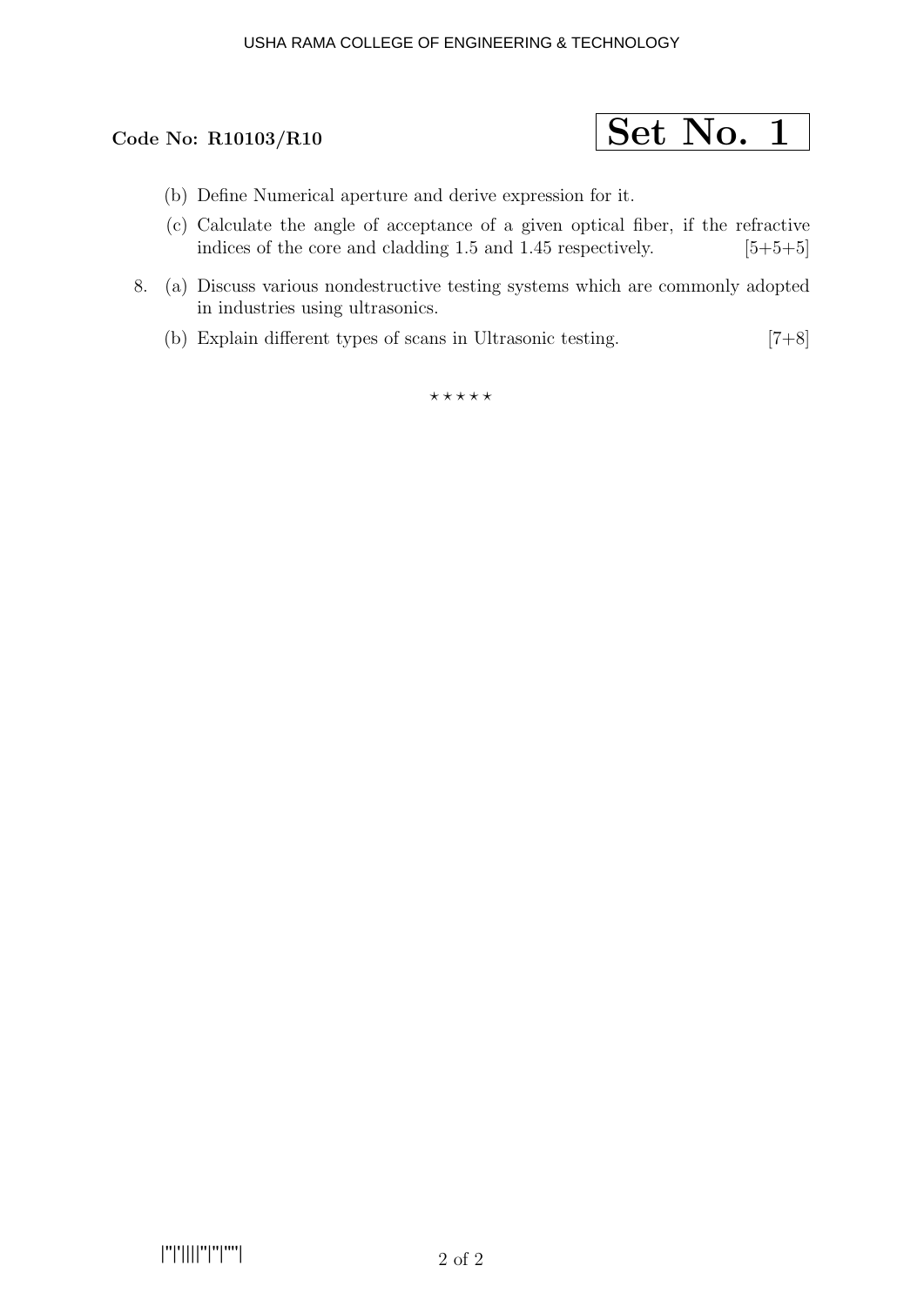**Code No: R10103/R10**

**Set No. 1**

(b) Define Numerical aperture and derive expression for it.

(c) Calculate the angle of acceptance of a given optical fiber, if the refractive indices of the core and cladding 1.5 and 1.45 respectively. [5+5+5]

8. (a) Discuss various nondestructive testing systems which are commonly adopted in industries using ultrasonics.

   (b) Explain different types of scans in Ultrasonic testing. [7+8]

⋆ ⋆ ⋆ ⋆ ⋆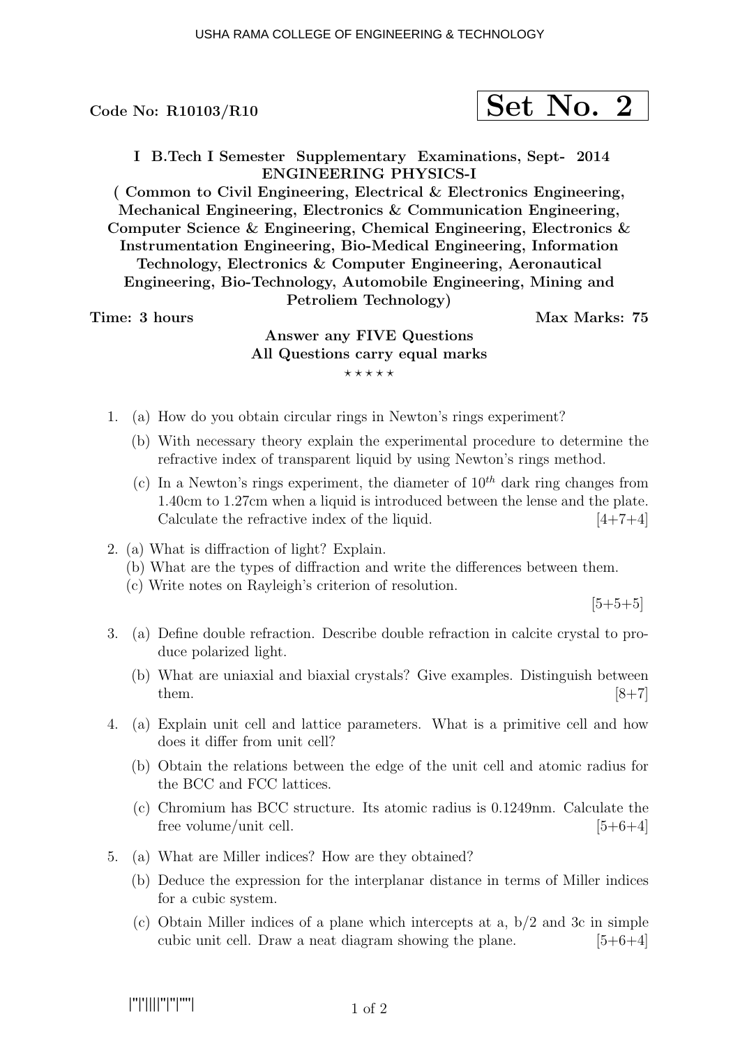Code No: R10103/R10

**Set No. 2**

**I B.Tech I Semester Supplementary Examinations, Sept- 2014**
**ENGINEERING PHYSICS-I**
**( Common to Civil Engineering, Electrical & Electronics Engineering, Mechanical Engineering, Electronics & Communication Engineering, Computer Science & Engineering, Chemical Engineering, Electronics & Instrumentation Engineering, Bio-Medical Engineering, Information Technology, Electronics & Computer Engineering, Aeronautical Engineering, Bio-Technology, Automobile Engineering, Mining and Petroliem Technology)**

**Time: 3 hours** **Max Marks: 75**

**Answer any FIVE Questions**
**All Questions carry equal marks**
⋆ ⋆ ⋆ ⋆ ⋆

1. (a) How do you obtain circular rings in Newton's rings experiment?
   (b) With necessary theory explain the experimental procedure to determine the refractive index of transparent liquid by using Newton's rings method.
   (c) In a Newton's rings experiment, the diameter of $10^{th}$ dark ring changes from 1.40cm to 1.27cm when a liquid is introduced between the lense and the plate. Calculate the refractive index of the liquid. [4+7+4]

2. (a) What is diffraction of light? Explain.
   (b) What are the types of diffraction and write the differences between them.
   (c) Write notes on Rayleigh's criterion of resolution. [5+5+5]

3. (a) Define double refraction. Describe double refraction in calcite crystal to produce polarized light.
   (b) What are uniaxial and biaxial crystals? Give examples. Distinguish between them. [8+7]

4. (a) Explain unit cell and lattice parameters. What is a primitive cell and how does it differ from unit cell?
   (b) Obtain the relations between the edge of the unit cell and atomic radius for the BCC and FCC lattices.
   (c) Chromium has BCC structure. Its atomic radius is 0.1249nm. Calculate the free volume/unit cell. [5+6+4]

5. (a) What are Miller indices? How are they obtained?
   (b) Deduce the expression for the interplanar distance in terms of Miller indices for a cubic system.
   (c) Obtain Miller indices of a plane which intercepts at a, b/2 and 3c in simple cubic unit cell. Draw a neat diagram showing the plane. [5+6+4]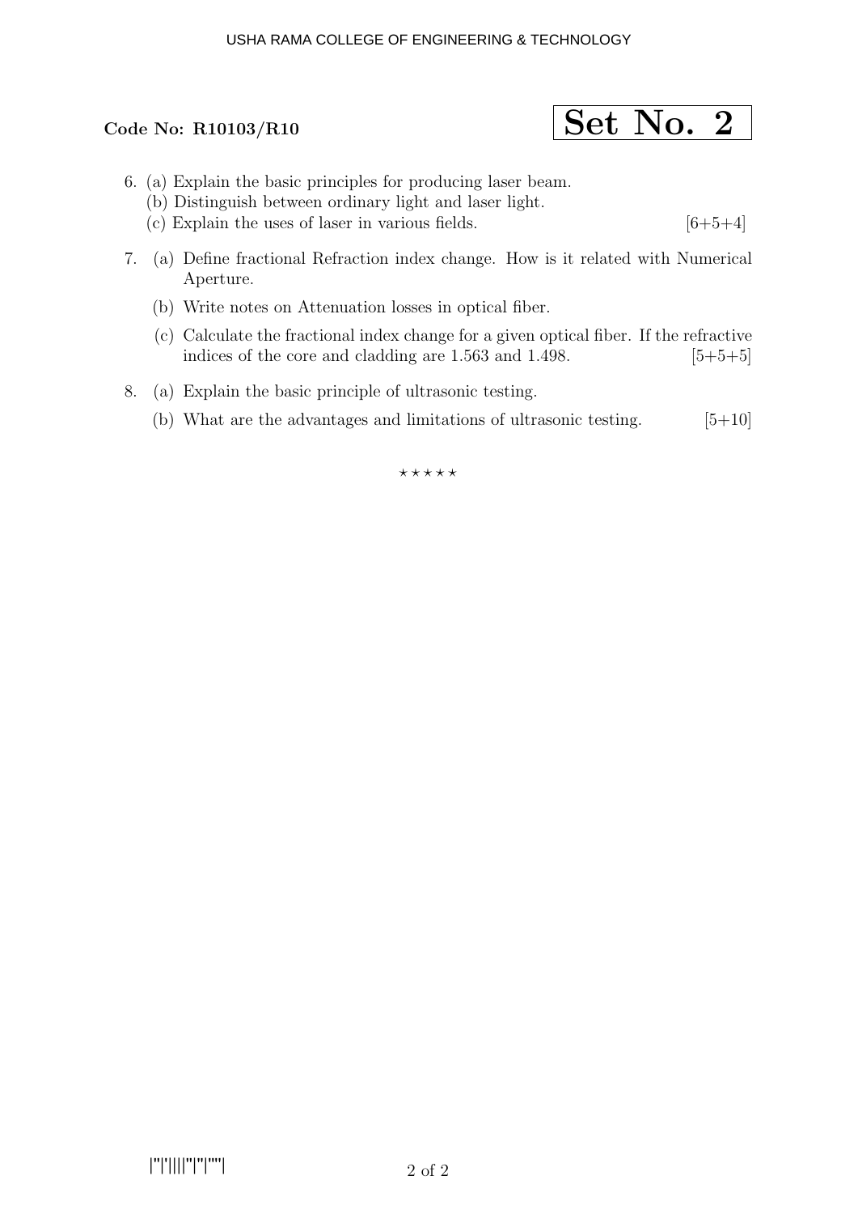**Code No: R10103/R10**

**Set No. 2**

6. (a) Explain the basic principles for producing laser beam.
   (b) Distinguish between ordinary light and laser light.
   (c) Explain the uses of laser in various fields. [6+5+4]

7. (a) Define fractional Refraction index change. How is it related with Numerical Aperture.
   (b) Write notes on Attenuation losses in optical fiber.
   (c) Calculate the fractional index change for a given optical fiber. If the refractive indices of the core and cladding are 1.563 and 1.498. [5+5+5]

8. (a) Explain the basic principle of ultrasonic testing.
   (b) What are the advantages and limitations of ultrasonic testing. [5+10]

⋆ ⋆ ⋆ ⋆ ⋆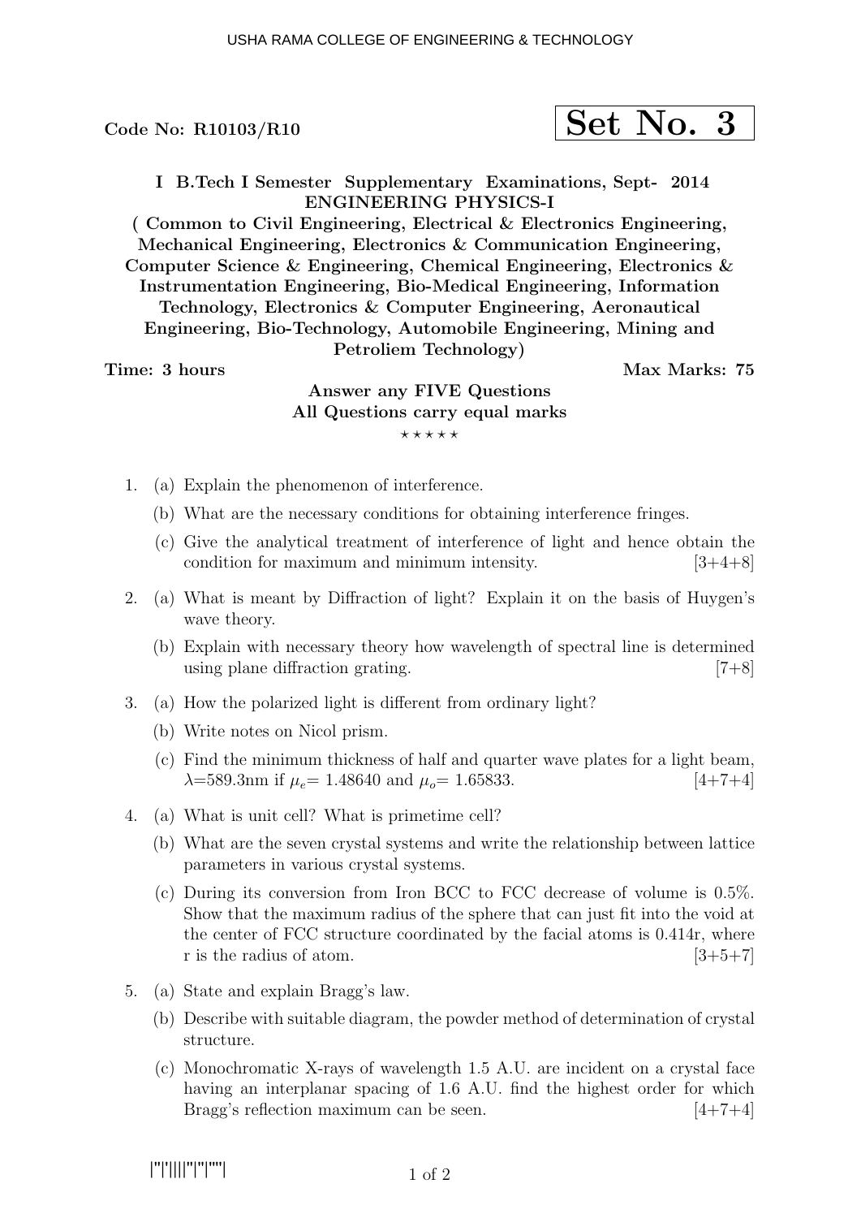Code No: R10103/R10

**Set No. 3**

**I B.Tech I Semester Supplementary Examinations, Sept- 2014**
**ENGINEERING PHYSICS-I**
**( Common to Civil Engineering, Electrical & Electronics Engineering, Mechanical Engineering, Electronics & Communication Engineering, Computer Science & Engineering, Chemical Engineering, Electronics & Instrumentation Engineering, Bio-Medical Engineering, Information Technology, Electronics & Computer Engineering, Aeronautical Engineering, Bio-Technology, Automobile Engineering, Mining and Petroliem Technology)**

**Time: 3 hours** **Max Marks: 75**

**Answer any FIVE Questions**
**All Questions carry equal marks**

⋆ ⋆ ⋆ ⋆ ⋆

1. (a) Explain the phenomenon of interference.
   (b) What are the necessary conditions for obtaining interference fringes.
   (c) Give the analytical treatment of interference of light and hence obtain the condition for maximum and minimum intensity. [3+4+8]

2. (a) What is meant by Diffraction of light? Explain it on the basis of Huygen's wave theory.
   (b) Explain with necessary theory how wavelength of spectral line is determined using plane diffraction grating. [7+8]

3. (a) How the polarized light is different from ordinary light?
   (b) Write notes on Nicol prism.
   (c) Find the minimum thickness of half and quarter wave plates for a light beam, $\lambda$=589.3nm if $\mu_e$= 1.48640 and $\mu_o$= 1.65833. [4+7+4]

4. (a) What is unit cell? What is primetime cell?
   (b) What are the seven crystal systems and write the relationship between lattice parameters in various crystal systems.
   (c) During its conversion from Iron BCC to FCC decrease of volume is 0.5%. Show that the maximum radius of the sphere that can just fit into the void at the center of FCC structure coordinated by the facial atoms is 0.414r, where r is the radius of atom. [3+5+7]

5. (a) State and explain Bragg's law.
   (b) Describe with suitable diagram, the powder method of determination of crystal structure.
   (c) Monochromatic X-rays of wavelength 1.5 A.U. are incident on a crystal face having an interplanar spacing of 1.6 A.U. find the highest order for which Bragg's reflection maximum can be seen. [4+7+4]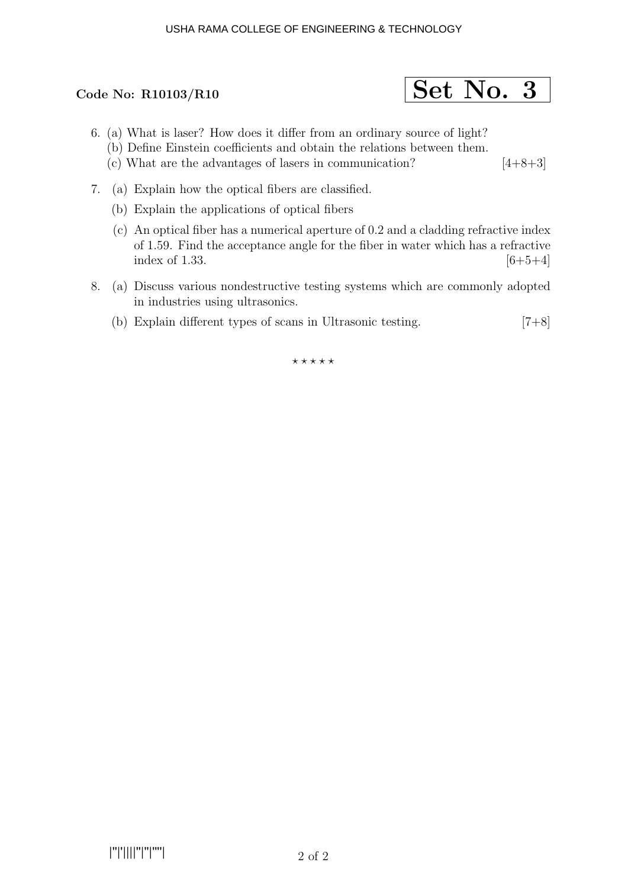**Code No: R10103/R10**

**Set No. 3**

6. (a) What is laser? How does it differ from an ordinary source of light?
   (b) Define Einstein coefficients and obtain the relations between them.
   (c) What are the advantages of lasers in communication? [4+8+3]

7. (a) Explain how the optical fibers are classified.
   (b) Explain the applications of optical fibers
   (c) An optical fiber has a numerical aperture of 0.2 and a cladding refractive index of 1.59. Find the acceptance angle for the fiber in water which has a refractive index of 1.33. [6+5+4]

8. (a) Discuss various nondestructive testing systems which are commonly adopted in industries using ultrasonics.
   (b) Explain different types of scans in Ultrasonic testing. [7+8]

⋆ ⋆ ⋆ ⋆ ⋆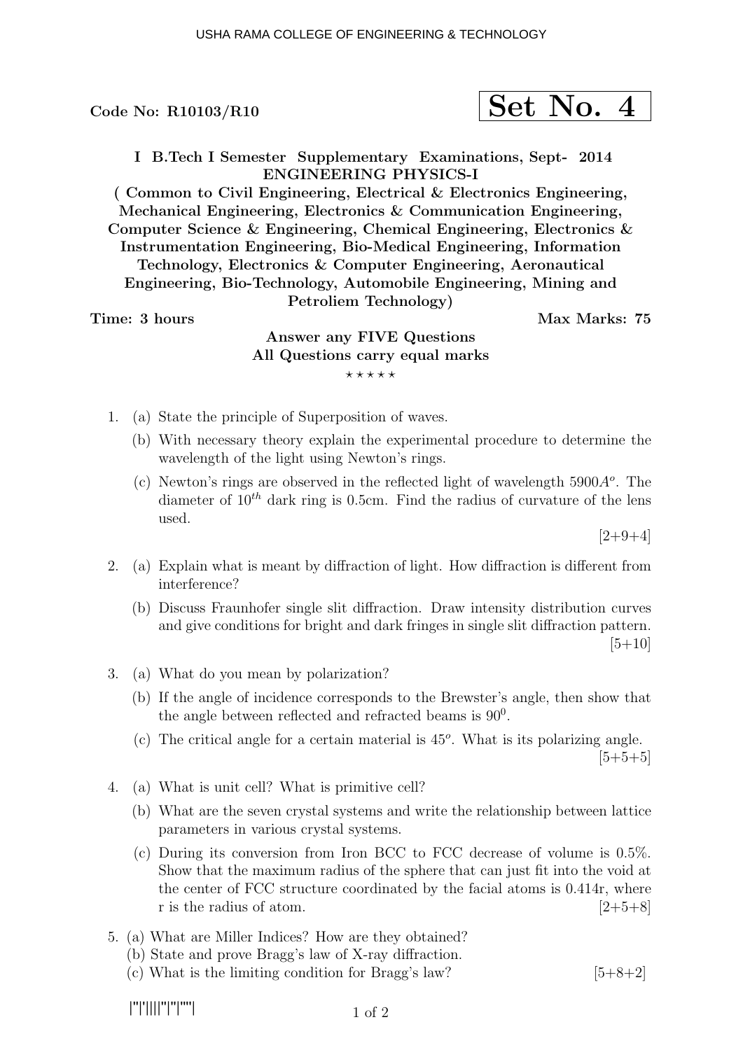USHA RAMA COLLEGE OF ENGINEERING & TECHNOLOGY

**Code No: R10103/R10** **Set No. 4**

**I B.Tech I Semester Supplementary Examinations, Sept- 2014**
**ENGINEERING PHYSICS-I**
**( Common to Civil Engineering, Electrical & Electronics Engineering, Mechanical Engineering, Electronics & Communication Engineering, Computer Science & Engineering, Chemical Engineering, Electronics & Instrumentation Engineering, Bio-Medical Engineering, Information Technology, Electronics & Computer Engineering, Aeronautical Engineering, Bio-Technology, Automobile Engineering, Mining and Petroliem Technology)**

**Time: 3 hours** **Max Marks: 75**

**Answer any FIVE Questions**
**All Questions carry equal marks**

⋆ ⋆ ⋆ ⋆ ⋆

1. (a) State the principle of Superposition of waves.

   (b) With necessary theory explain the experimental procedure to determine the wavelength of the light using Newton's rings.

   (c) Newton's rings are observed in the reflected light of wavelength $5900A^o$. The diameter of $10^{th}$ dark ring is 0.5cm. Find the radius of curvature of the lens used.

   [2+9+4]

2. (a) Explain what is meant by diffraction of light. How diffraction is different from interference?

   (b) Discuss Fraunhofer single slit diffraction. Draw intensity distribution curves and give conditions for bright and dark fringes in single slit diffraction pattern.

   [5+10]

3. (a) What do you mean by polarization?

   (b) If the angle of incidence corresponds to the Brewster's angle, then show that the angle between reflected and refracted beams is $90^0$.

   (c) The critical angle for a certain material is $45^o$. What is its polarizing angle.

   [5+5+5]

4. (a) What is unit cell? What is primitive cell?

   (b) What are the seven crystal systems and write the relationship between lattice parameters in various crystal systems.

   (c) During its conversion from Iron BCC to FCC decrease of volume is 0.5%. Show that the maximum radius of the sphere that can just fit into the void at the center of FCC structure coordinated by the facial atoms is 0.414r, where r is the radius of atom.

   [2+5+8]

5. (a) What are Miller Indices? How are they obtained?

   (b) State and prove Bragg's law of X-ray diffraction.

   (c) What is the limiting condition for Bragg's law?

   [5+8+2]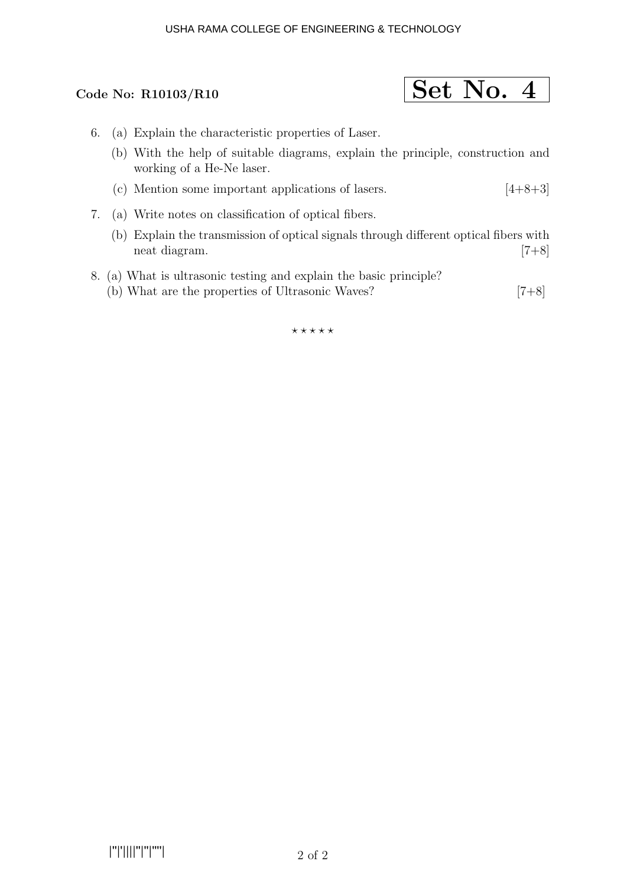**Code No: R10103/R10**

**Set No. 4**

6. (a) Explain the characteristic properties of Laser.

   (b) With the help of suitable diagrams, explain the principle, construction and working of a He-Ne laser.

   (c) Mention some important applications of lasers. [4+8+3]

7. (a) Write notes on classification of optical fibers.

   (b) Explain the transmission of optical signals through different optical fibers with neat diagram. [7+8]

8. (a) What is ultrasonic testing and explain the basic principle?

   (b) What are the properties of Ultrasonic Waves? [7+8]

⋆ ⋆ ⋆ ⋆ ⋆